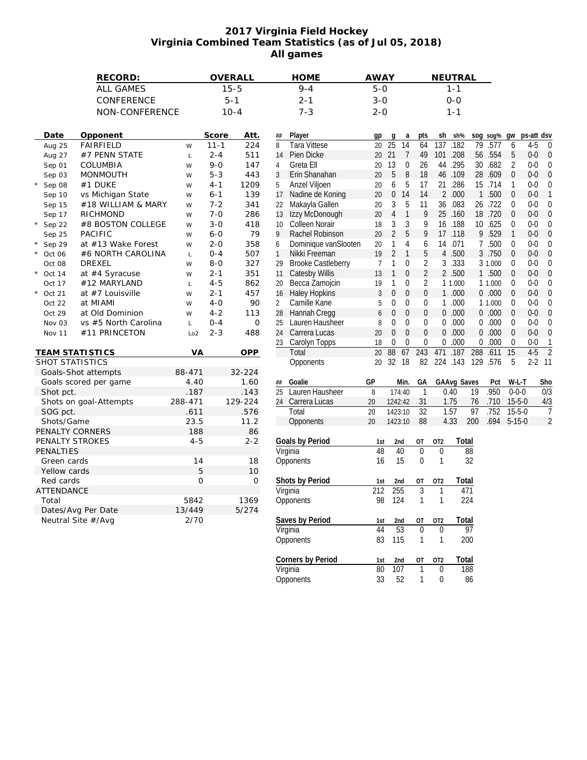# 2017 Virginia Field Hockey
## Virginia Combined Team Statistics (as of Jul 05, 2018)
## All games

| RECORD: | OVERALL | HOME | AWAY | NEUTRAL |
|---|---|---|---|---|
| ALL GAMES | 15-5 | 9-4 | 5-0 | 1-1 |
| CONFERENCE | 5-1 | 2-1 | 3-0 | 0-0 |
| NON-CONFERENCE | 10-4 | 7-3 | 2-0 | 1-1 |

| | Date | Opponent | | Score | Att. |
|---|---|---|---|---|---|
| | Aug 25 | FAIRFIELD | W | 11-1 | 224 |
| | Aug 27 | #7 PENN STATE | L | 2-4 | 511 |
| | Sep 01 | COLUMBIA | W | 9-0 | 147 |
| | Sep 03 | MONMOUTH | W | 5-3 | 443 |
| * | Sep 08 | #1 DUKE | W | 4-1 | 1209 |
| | Sep 10 | vs Michigan State | W | 6-1 | 139 |
| | Sep 15 | #18 WILLIAM & MARY | W | 7-2 | 341 |
| | Sep 17 | RICHMOND | W | 7-0 | 286 |
| * | Sep 22 | #8 BOSTON COLLEGE | W | 3-0 | 418 |
| | Sep 25 | PACIFIC | W | 6-0 | 79 |
| * | Sep 29 | at #13 Wake Forest | W | 2-0 | 358 |
| * | Oct 06 | #6 NORTH CAROLINA | L | 0-4 | 507 |
| | Oct 08 | DREXEL | W | 8-0 | 327 |
| * | Oct 14 | at #4 Syracuse | W | 2-1 | 351 |
| | Oct 17 | #12 MARYLAND | L | 4-5 | 862 |
| * | Oct 21 | at #7 Louisville | W | 2-1 | 457 |
| | Oct 22 | at MIAMI | W | 4-0 | 90 |
| | Oct 29 | at Old Dominion | W | 4-2 | 113 |
| | Nov 03 | vs #5 North Carolina | L | 0-4 | 0 |
| | Nov 11 | #11 PRINCETON | Lo2 | 2-3 | 488 |

| TEAM STATISTICS | VA | OPP |
|---|---|---|
| SHOT STATISTICS | | |
| Goals-Shot attempts | 88-471 | 32-224 |
| Goals scored per game | 4.40 | 1.60 |
| Shot pct. | .187 | .143 |
| Shots on goal-Attempts | 288-471 | 129-224 |
| SOG pct. | .611 | .576 |
| Shots/Game | 23.5 | 11.2 |
| PENALTY CORNERS | 188 | 86 |
| PENALTY STROKES | 4-5 | 2-2 |
| PENALTIES | | |
| Green cards | 14 | 18 |
| Yellow cards | 5 | 10 |
| Red cards | 0 | 0 |
| ATTENDANCE | | |
| Total | 5842 | 1369 |
| Dates/Avg Per Date | 13/449 | 5/274 |
| Neutral Site #/Avg | 2/70 | |

| ## | Player | gp | g | a | pts | sh | sh% | sog | sog% | gw | ps-att | dsv |
|---|---|---|---|---|---|---|---|---|---|---|---|---|
| 8 | Tara Vittese | 20 | 25 | 14 | 64 | 137 | .182 | 79 | .577 | 6 | 4-5 | 0 |
| 14 | Pien Dicke | 20 | 21 | 7 | 49 | 101 | .208 | 56 | .554 | 5 | 0-0 | 0 |
| 4 | Greta Ell | 20 | 13 | 0 | 26 | 44 | .295 | 30 | .682 | 2 | 0-0 | 0 |
| 3 | Erin Shanahan | 20 | 5 | 8 | 18 | 46 | .109 | 28 | .609 | 0 | 0-0 | 0 |
| 5 | Anzel Viljoen | 20 | 6 | 5 | 17 | 21 | .286 | 15 | .714 | 1 | 0-0 | 0 |
| 17 | Nadine de Koning | 20 | 0 | 14 | 14 | 2 | .000 | 1 | .500 | 0 | 0-0 | 1 |
| 22 | Makayla Gallen | 20 | 3 | 5 | 11 | 36 | .083 | 26 | .722 | 0 | 0-0 | 0 |
| 13 | Izzy McDonough | 20 | 4 | 1 | 9 | 25 | .160 | 18 | .720 | 0 | 0-0 | 0 |
| 10 | Colleen Norair | 18 | 3 | 3 | 9 | 16 | .188 | 10 | .625 | 0 | 0-0 | 0 |
| 9 | Rachel Robinson | 20 | 2 | 5 | 9 | 17 | .118 | 9 | .529 | 1 | 0-0 | 0 |
| 6 | Dominique vanSlooten | 20 | 1 | 4 | 6 | 14 | .071 | 7 | .500 | 0 | 0-0 | 0 |
| 1 | Nikki Freeman | 19 | 2 | 1 | 5 | 4 | .500 | 3 | .750 | 0 | 0-0 | 0 |
| 29 | Brooke Castleberry | 7 | 1 | 0 | 2 | 3 | .333 | 3 | 1.000 | 0 | 0-0 | 0 |
| 11 | Catesby Willis | 13 | 1 | 0 | 2 | 2 | .500 | 1 | .500 | 0 | 0-0 | 0 |
| 20 | Becca Zamojcin | 19 | 1 | 0 | 2 | 1 | 1.000 | 1 | 1.000 | 0 | 0-0 | 0 |
| 16 | Haley Hopkins | 3 | 0 | 0 | 0 | 1 | .000 | 0 | .000 | 0 | 0-0 | 0 |
| 2 | Camille Kane | 5 | 0 | 0 | 0 | 1 | .000 | 1 | 1.000 | 0 | 0-0 | 0 |
| 28 | Hannah Cregg | 6 | 0 | 0 | 0 | 0 | .000 | 0 | .000 | 0 | 0-0 | 0 |
| 25 | Lauren Hausheer | 8 | 0 | 0 | 0 | 0 | .000 | 0 | .000 | 0 | 0-0 | 0 |
| 24 | Carrera Lucas | 20 | 0 | 0 | 0 | 0 | .000 | 0 | .000 | 0 | 0-0 | 0 |
| 23 | Carolyn Topps | 18 | 0 | 0 | 0 | 0 | .000 | 0 | .000 | 0 | 0-0 | 1 |
| | Total | 20 | 88 | 67 | 243 | 471 | .187 | 288 | .611 | 15 | 4-5 | 2 |
| | Opponents | 20 | 32 | 18 | 82 | 224 | .143 | 129 | .576 | 5 | 2-2 | 11 |

| ## | Goalie | GP | Min. | GA | GAAvg | Saves | Pct | W-L-T | Sho |
|---|---|---|---|---|---|---|---|---|---|
| 25 | Lauren Hausheer | 8 | 174:40 | 1 | 0.40 | 19 | .950 | 0-0-0 | 0/3 |
| 24 | Carrera Lucas | 20 | 1242:42 | 31 | 1.75 | 76 | .710 | 15-5-0 | 4/3 |
| | Total | 20 | 1423:10 | 32 | 1.57 | 97 | .752 | 15-5-0 | 7 |
| | Opponents | 20 | 1423:10 | 88 | 4.33 | 200 | .694 | 5-15-0 | 2 |

| Goals by Period | 1st | 2nd | OT | OT2 | Total |
|---|---|---|---|---|---|
| Virginia | 48 | 40 | 0 | 0 | 88 |
| Opponents | 16 | 15 | 0 | 1 | 32 |

| Shots by Period | 1st | 2nd | OT | OT2 | Total |
|---|---|---|---|---|---|
| Virginia | 212 | 255 | 3 | 1 | 471 |
| Opponents | 98 | 124 | 1 | 1 | 224 |

| Saves by Period | 1st | 2nd | OT | OT2 | Total |
|---|---|---|---|---|---|
| Virginia | 44 | 53 | 0 | 0 | 97 |
| Opponents | 83 | 115 | 1 | 1 | 200 |

| Corners by Period | 1st | 2nd | OT | OT2 | Total |
|---|---|---|---|---|---|
| Virginia | 80 | 107 | 1 | 0 | 188 |
| Opponents | 33 | 52 | 1 | 0 | 86 |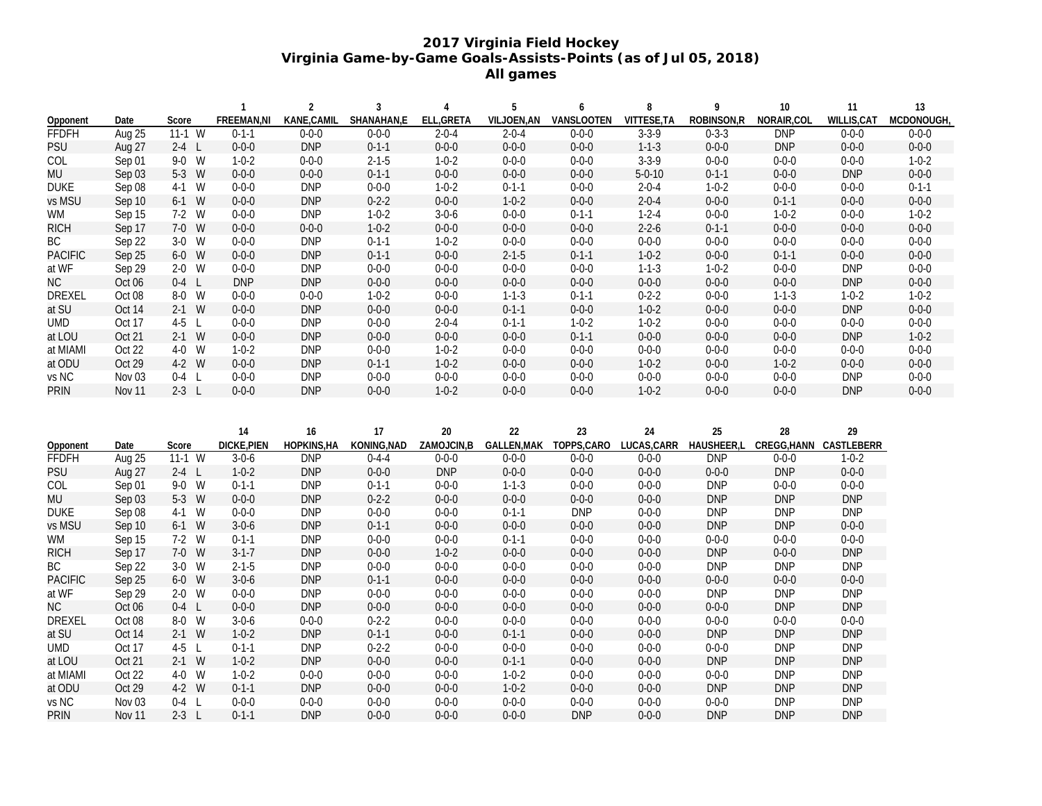# 2017 Virginia Field Hockey
## Virginia Game-by-Game Goals-Assists-Points (as of Jul 05, 2018)
### All games

| Opponent | Date | Score | 1 FREEMAN,NI | 2 KANE,CAMIL | 3 SHANAHAN,E | 4 ELL,GRETA | 5 VILJOEN,AN | 6 VANSLOOTEN | 8 VITTESE,TA | 9 ROBINSON,R | 10 NORAIR,COL | 11 WILLIS,CAT | 13 MCDONOUGH, |
|---|---|---|---|---|---|---|---|---|---|---|---|---|---|
| FFDFH | Aug 25 | 11-1 W | 0-1-1 | 0-0-0 | 0-0-0 | 2-0-4 | 2-0-4 | 0-0-0 | 3-3-9 | 0-3-3 | DNP | 0-0-0 | 0-0-0 |
| PSU | Aug 27 | 2-4 L | 0-0-0 | DNP | 0-1-1 | 0-0-0 | 0-0-0 | 0-0-0 | 1-1-3 | 0-0-0 | DNP | 0-0-0 | 0-0-0 |
| COL | Sep 01 | 9-0 W | 1-0-2 | 0-0-0 | 2-1-5 | 1-0-2 | 0-0-0 | 0-0-0 | 3-3-9 | 0-0-0 | 0-0-0 | 0-0-0 | 1-0-2 |
| MU | Sep 03 | 5-3 W | 0-0-0 | 0-0-0 | 0-1-1 | 0-0-0 | 0-0-0 | 0-0-0 | 5-0-10 | 0-1-1 | 0-0-0 | DNP | 0-0-0 |
| DUKE | Sep 08 | 4-1 W | 0-0-0 | DNP | 0-0-0 | 1-0-2 | 0-1-1 | 0-0-0 | 2-0-4 | 1-0-2 | 0-0-0 | 0-0-0 | 0-1-1 |
| vs MSU | Sep 10 | 6-1 W | 0-0-0 | DNP | 0-2-2 | 0-0-0 | 1-0-2 | 0-0-0 | 2-0-4 | 0-0-0 | 0-1-1 | 0-0-0 | 0-0-0 |
| WM | Sep 15 | 7-2 W | 0-0-0 | DNP | 1-0-2 | 3-0-6 | 0-0-0 | 0-1-1 | 1-2-4 | 0-0-0 | 1-0-2 | 0-0-0 | 1-0-2 |
| RICH | Sep 17 | 7-0 W | 0-0-0 | 0-0-0 | 1-0-2 | 0-0-0 | 0-0-0 | 0-0-0 | 2-2-6 | 0-1-1 | 0-0-0 | 0-0-0 | 0-0-0 |
| BC | Sep 22 | 3-0 W | 0-0-0 | DNP | 0-1-1 | 1-0-2 | 0-0-0 | 0-0-0 | 0-0-0 | 0-0-0 | 0-0-0 | 0-0-0 | 0-0-0 |
| PACIFIC | Sep 25 | 6-0 W | 0-0-0 | DNP | 0-1-1 | 0-0-0 | 2-1-5 | 0-1-1 | 1-0-2 | 0-0-0 | 0-1-1 | 0-0-0 | 0-0-0 |
| at WF | Sep 29 | 2-0 W | 0-0-0 | DNP | 0-0-0 | 0-0-0 | 0-0-0 | 0-0-0 | 1-1-3 | 1-0-2 | 0-0-0 | DNP | 0-0-0 |
| NC | Oct 06 | 0-4 L | DNP | DNP | 0-0-0 | 0-0-0 | 0-0-0 | 0-0-0 | 0-0-0 | 0-0-0 | 0-0-0 | DNP | 0-0-0 |
| DREXEL | Oct 08 | 8-0 W | 0-0-0 | 0-0-0 | 1-0-2 | 0-0-0 | 1-1-3 | 0-1-1 | 0-2-2 | 0-0-0 | 1-1-3 | 1-0-2 | 1-0-2 |
| at SU | Oct 14 | 2-1 W | 0-0-0 | DNP | 0-0-0 | 0-0-0 | 0-1-1 | 0-0-0 | 1-0-2 | 0-0-0 | 0-0-0 | DNP | 0-0-0 |
| UMD | Oct 17 | 4-5 L | 0-0-0 | DNP | 0-0-0 | 2-0-4 | 0-1-1 | 1-0-2 | 1-0-2 | 0-0-0 | 0-0-0 | 0-0-0 | 0-0-0 |
| at LOU | Oct 21 | 2-1 W | 0-0-0 | DNP | 0-0-0 | 0-0-0 | 0-0-0 | 0-1-1 | 0-0-0 | 0-0-0 | 0-0-0 | DNP | 1-0-2 |
| at MIAMI | Oct 22 | 4-0 W | 1-0-2 | DNP | 0-0-0 | 1-0-2 | 0-0-0 | 0-0-0 | 0-0-0 | 0-0-0 | 0-0-0 | 0-0-0 | 0-0-0 |
| at ODU | Oct 29 | 4-2 W | 0-0-0 | DNP | 0-1-1 | 1-0-2 | 0-0-0 | 0-0-0 | 1-0-2 | 0-0-0 | 1-0-2 | 0-0-0 | 0-0-0 |
| vs NC | Nov 03 | 0-4 L | 0-0-0 | DNP | 0-0-0 | 0-0-0 | 0-0-0 | 0-0-0 | 0-0-0 | 0-0-0 | 0-0-0 | DNP | 0-0-0 |
| PRIN | Nov 11 | 2-3 L | 0-0-0 | DNP | 0-0-0 | 1-0-2 | 0-0-0 | 0-0-0 | 1-0-2 | 0-0-0 | 0-0-0 | DNP | 0-0-0 |

| Opponent | Date | Score | 14 DICKE,PIEN | 16 HOPKINS,HA | 17 KONING,NAD | 20 ZAMOJCIN,B | 22 GALLEN,MAK | 23 TOPPS,CARO | 24 LUCAS,CARR | 25 HAUSHEER,L | 28 CREGG,HANN | 29 CASTLEBERR |
|---|---|---|---|---|---|---|---|---|---|---|---|---|
| FFDFH | Aug 25 | 11-1 W | 3-0-6 | DNP | 0-4-4 | 0-0-0 | 0-0-0 | 0-0-0 | 0-0-0 | DNP | 0-0-0 | 1-0-2 |
| PSU | Aug 27 | 2-4 L | 1-0-2 | DNP | 0-0-0 | DNP | 0-0-0 | 0-0-0 | 0-0-0 | 0-0-0 | DNP | 0-0-0 |
| COL | Sep 01 | 9-0 W | 0-1-1 | DNP | 0-1-1 | 0-0-0 | 1-1-3 | 0-0-0 | 0-0-0 | DNP | 0-0-0 | 0-0-0 |
| MU | Sep 03 | 5-3 W | 0-0-0 | DNP | 0-2-2 | 0-0-0 | 0-0-0 | 0-0-0 | 0-0-0 | DNP | DNP | DNP |
| DUKE | Sep 08 | 4-1 W | 0-0-0 | DNP | 0-0-0 | 0-0-0 | 0-1-1 | DNP | 0-0-0 | DNP | DNP | DNP |
| vs MSU | Sep 10 | 6-1 W | 3-0-6 | DNP | 0-1-1 | 0-0-0 | 0-0-0 | 0-0-0 | 0-0-0 | DNP | DNP | 0-0-0 |
| WM | Sep 15 | 7-2 W | 0-1-1 | DNP | 0-0-0 | 0-0-0 | 0-1-1 | 0-0-0 | 0-0-0 | 0-0-0 | 0-0-0 | 0-0-0 |
| RICH | Sep 17 | 7-0 W | 3-1-7 | DNP | 0-0-0 | 1-0-2 | 0-0-0 | 0-0-0 | 0-0-0 | DNP | 0-0-0 | DNP |
| BC | Sep 22 | 3-0 W | 2-1-5 | DNP | 0-0-0 | 0-0-0 | 0-0-0 | 0-0-0 | 0-0-0 | DNP | DNP | DNP |
| PACIFIC | Sep 25 | 6-0 W | 3-0-6 | DNP | 0-1-1 | 0-0-0 | 0-0-0 | 0-0-0 | 0-0-0 | 0-0-0 | 0-0-0 | 0-0-0 |
| at WF | Sep 29 | 2-0 W | 0-0-0 | DNP | 0-0-0 | 0-0-0 | 0-0-0 | 0-0-0 | 0-0-0 | DNP | DNP | DNP |
| NC | Oct 06 | 0-4 L | 0-0-0 | DNP | 0-0-0 | 0-0-0 | 0-0-0 | 0-0-0 | 0-0-0 | 0-0-0 | DNP | DNP |
| DREXEL | Oct 08 | 8-0 W | 3-0-6 | 0-0-0 | 0-2-2 | 0-0-0 | 0-0-0 | 0-0-0 | 0-0-0 | 0-0-0 | 0-0-0 | 0-0-0 |
| at SU | Oct 14 | 2-1 W | 1-0-2 | DNP | 0-1-1 | 0-0-0 | 0-1-1 | 0-0-0 | 0-0-0 | DNP | DNP | DNP |
| UMD | Oct 17 | 4-5 L | 0-1-1 | DNP | 0-2-2 | 0-0-0 | 0-0-0 | 0-0-0 | 0-0-0 | 0-0-0 | DNP | DNP |
| at LOU | Oct 21 | 2-1 W | 1-0-2 | DNP | 0-0-0 | 0-0-0 | 0-1-1 | 0-0-0 | 0-0-0 | DNP | DNP | DNP |
| at MIAMI | Oct 22 | 4-0 W | 1-0-2 | 0-0-0 | 0-0-0 | 0-0-0 | 1-0-2 | 0-0-0 | 0-0-0 | 0-0-0 | DNP | DNP |
| at ODU | Oct 29 | 4-2 W | 0-1-1 | DNP | 0-0-0 | 0-0-0 | 1-0-2 | 0-0-0 | 0-0-0 | DNP | DNP | DNP |
| vs NC | Nov 03 | 0-4 L | 0-0-0 | 0-0-0 | 0-0-0 | 0-0-0 | 0-0-0 | 0-0-0 | 0-0-0 | 0-0-0 | DNP | DNP |
| PRIN | Nov 11 | 2-3 L | 0-1-1 | DNP | 0-0-0 | 0-0-0 | 0-0-0 | DNP | 0-0-0 | DNP | DNP | DNP |